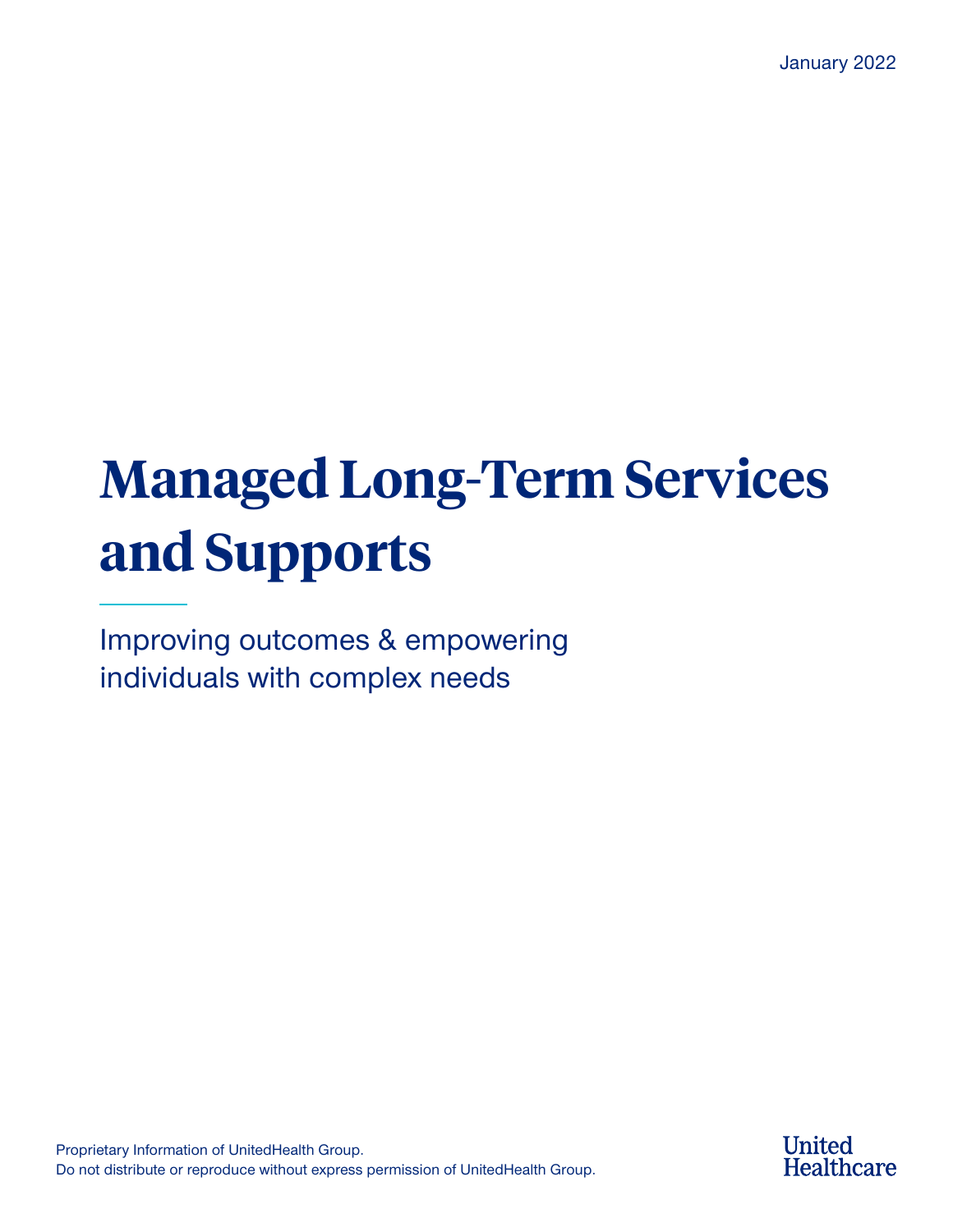January 2022

# Managed Long-Term Services and Supports

Improving outcomes & empowering individuals with complex needs

Proprietary Information of UnitedHealth Group.
Do not distribute or reproduce without express permission of UnitedHealth Group.

United Healthcare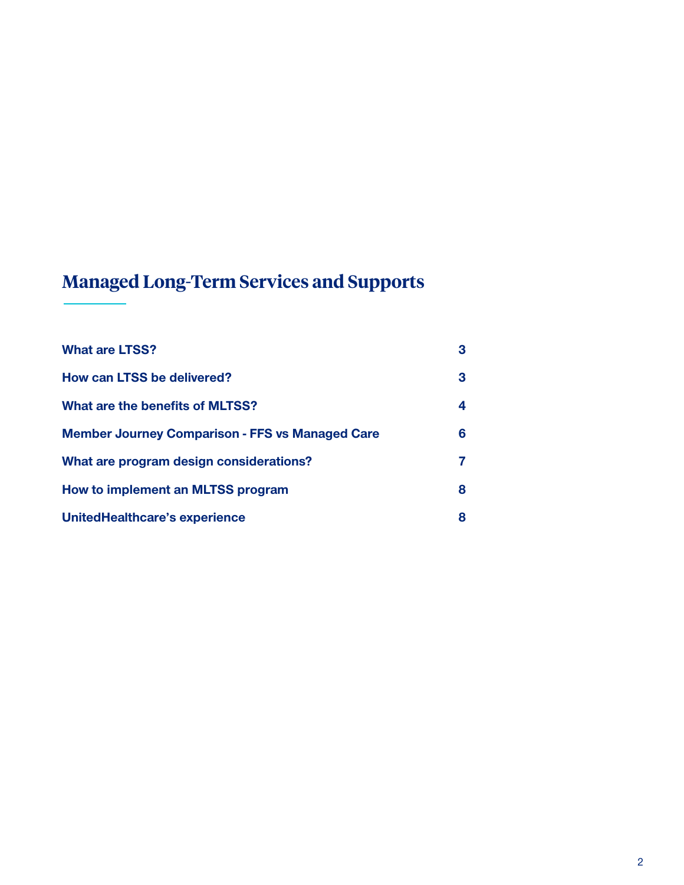# Managed Long-Term Services and Supports

| | |
|---|---|
| **What are LTSS?** | **3** |
| **How can LTSS be delivered?** | **3** |
| **What are the benefits of MLTSS?** | **4** |
| **Member Journey Comparison - FFS vs Managed Care** | **6** |
| **What are program design considerations?** | **7** |
| **How to implement an MLTSS program** | **8** |
| **UnitedHealthcare's experience** | **8** |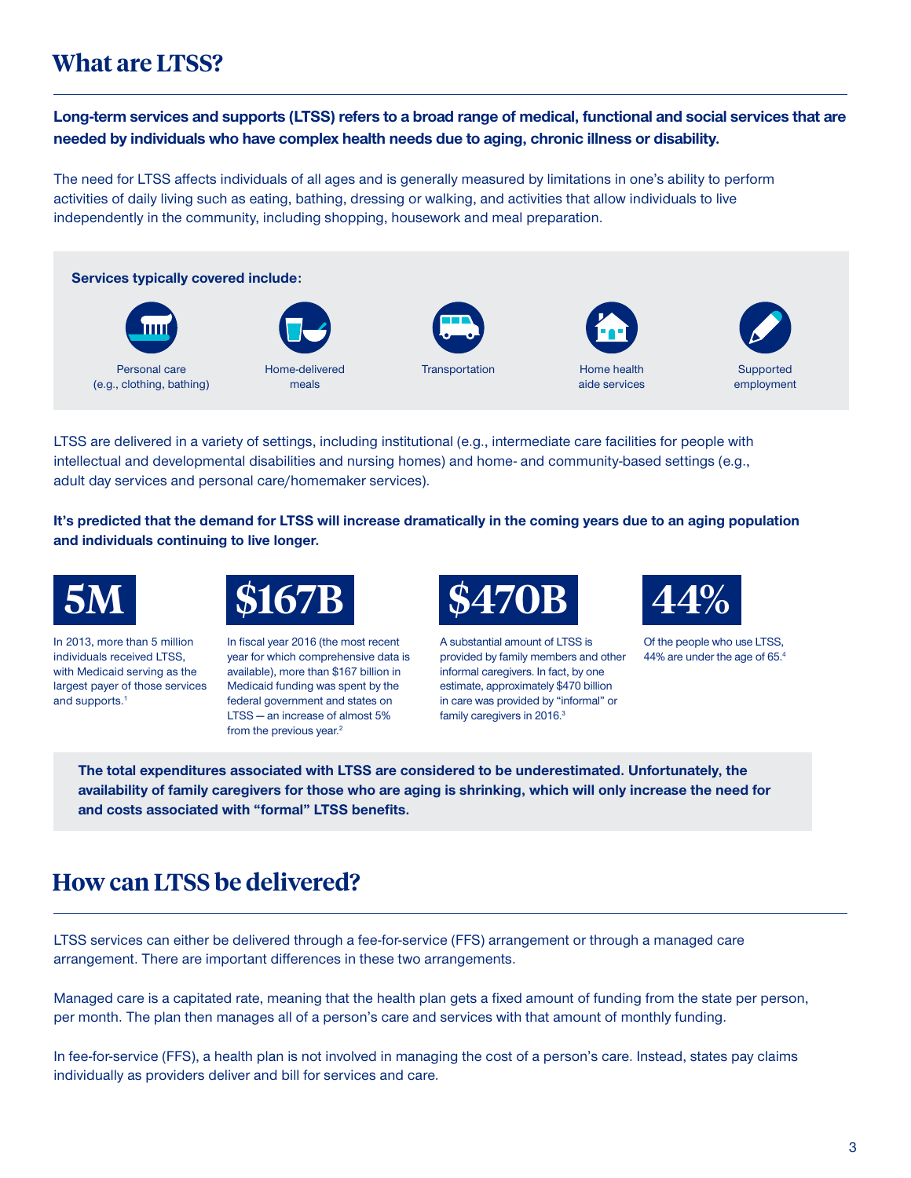## What are LTSS?

**Long-term services and supports (LTSS) refers to a broad range of medical, functional and social services that are needed by individuals who have complex health needs due to aging, chronic illness or disability.**

The need for LTSS affects individuals of all ages and is generally measured by limitations in one's ability to perform activities of daily living such as eating, bathing, dressing or walking, and activities that allow individuals to live independently in the community, including shopping, housework and meal preparation.

**Services typically covered include:**

- Personal care (e.g., clothing, bathing)
- Home-delivered meals
- Transportation
- Home health aide services
- Supported employment

LTSS are delivered in a variety of settings, including institutional (e.g., intermediate care facilities for people with intellectual and developmental disabilities and nursing homes) and home- and community-based settings (e.g., adult day services and personal care/homemaker services).

**It's predicted that the demand for LTSS will increase dramatically in the coming years due to an aging population and individuals continuing to live longer.**

**5M**

In 2013, more than 5 million individuals received LTSS, with Medicaid serving as the largest payer of those services and supports.[1]

**$167B**

In fiscal year 2016 (the most recent year for which comprehensive data is available), more than $167 billion in Medicaid funding was spent by the federal government and states on LTSS — an increase of almost 5% from the previous year.[2]

**$470B**

A substantial amount of LTSS is provided by family members and other informal caregivers. In fact, by one estimate, approximately $470 billion in care was provided by "informal" or family caregivers in 2016.[3]

**44%**

Of the people who use LTSS, 44% are under the age of 65.[4]

**The total expenditures associated with LTSS are considered to be underestimated. Unfortunately, the availability of family caregivers for those who are aging is shrinking, which will only increase the need for and costs associated with "formal" LTSS benefits.**

## How can LTSS be delivered?

LTSS services can either be delivered through a fee-for-service (FFS) arrangement or through a managed care arrangement. There are important differences in these two arrangements.

Managed care is a capitated rate, meaning that the health plan gets a fixed amount of funding from the state per person, per month. The plan then manages all of a person's care and services with that amount of monthly funding.

In fee-for-service (FFS), a health plan is not involved in managing the cost of a person's care. Instead, states pay claims individually as providers deliver and bill for services and care.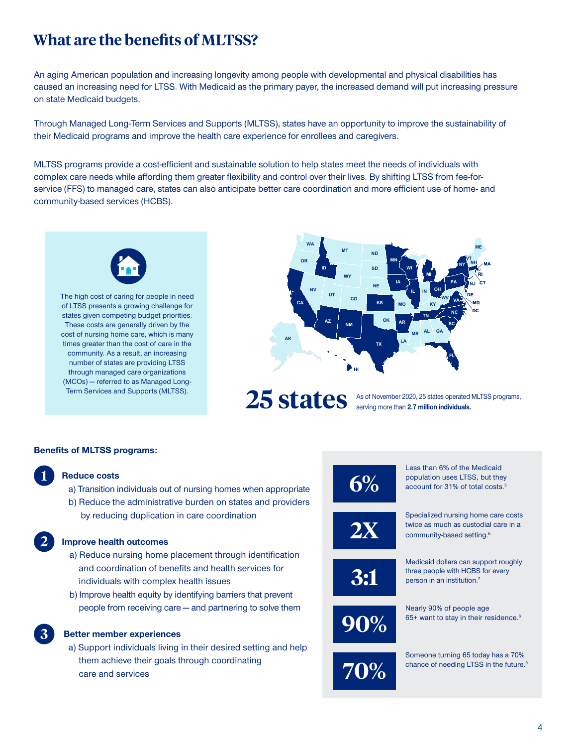# What are the benefits of MLTSS?

An aging American population and increasing longevity among people with developmental and physical disabilities has caused an increasing need for LTSS. With Medicaid as the primary payer, the increased demand will put increasing pressure on state Medicaid budgets.

Through Managed Long-Term Services and Supports (MLTSS), states have an opportunity to improve the sustainability of their Medicaid programs and improve the health care experience for enrollees and caregivers.

MLTSS programs provide a cost-efficient and sustainable solution to help states meet the needs of individuals with complex care needs while affording them greater flexibility and control over their lives. By shifting LTSS from fee-for-service (FFS) to managed care, states can also anticipate better care coordination and more efficient use of home- and community-based services (HCBS).

The high cost of caring for people in need of LTSS presents a growing challenge for states given competing budget priorities. These costs are generally driven by the cost of nursing home care, which is many times greater than the cost of care in the community. As a result, an increasing number of states are providing LTSS through managed care organizations (MCOs) — referred to as Managed Long-Term Services and Supports (MLTSS).

**25 states** As of November 2020, 25 states operated MLTSS programs, serving more than **2.7 million individuals.**

**Benefits of MLTSS programs:**

**1 Reduce costs**

a) Transition individuals out of nursing homes when appropriate

b) Reduce the administrative burden on states and providers by reducing duplication in care coordination

**2 Improve health outcomes**

a) Reduce nursing home placement through identification and coordination of benefits and health services for individuals with complex health issues

b) Improve health equity by identifying barriers that prevent people from receiving care — and partnering to solve them

**3 Better member experiences**

a) Support individuals living in their desired setting and help them achieve their goals through coordinating care and services

**6%** Less than 6% of the Medicaid population uses LTSS, but they account for 31% of total costs.[5]

**2X** Specialized nursing home care costs twice as much as custodial care in a community-based setting.[6]

**3:1** Medicaid dollars can support roughly three people with HCBS for every person in an institution.[7]

**90%** Nearly 90% of people age 65+ want to stay in their residence.[8]

**70%** Someone turning 65 today has a 70% chance of needing LTSS in the future.[9]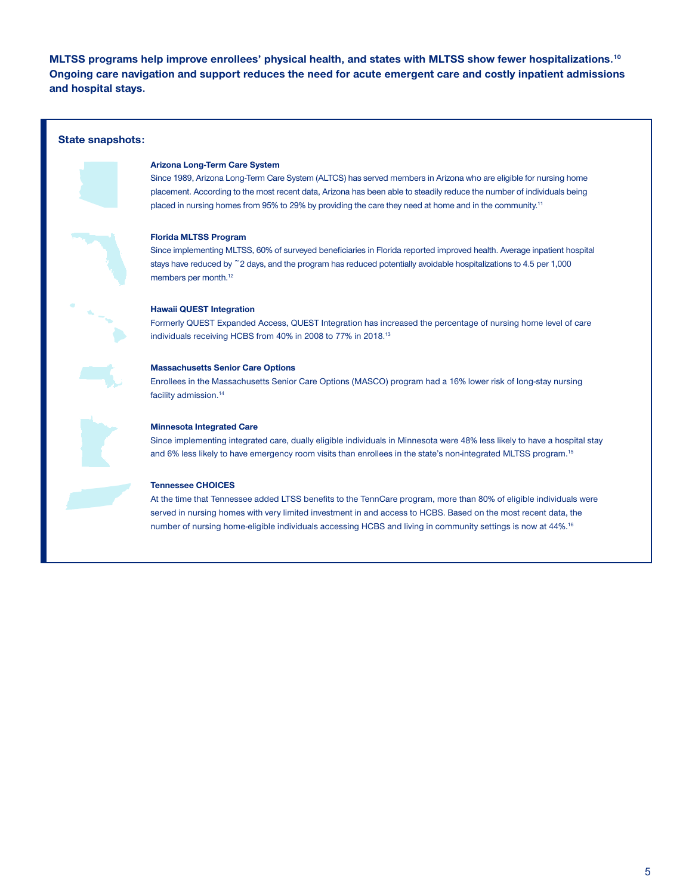**MLTSS programs help improve enrollees' physical health, and states with MLTSS show fewer hospitalizations.[10] Ongoing care navigation and support reduces the need for acute emergent care and costly inpatient admissions and hospital stays.**

### State snapshots:

**Arizona Long-Term Care System**

Since 1989, Arizona Long-Term Care System (ALTCS) has served members in Arizona who are eligible for nursing home placement. According to the most recent data, Arizona has been able to steadily reduce the number of individuals being placed in nursing homes from 95% to 29% by providing the care they need at home and in the community.[11]

**Florida MLTSS Program**

Since implementing MLTSS, 60% of surveyed beneficiaries in Florida reported improved health. Average inpatient hospital stays have reduced by ~2 days, and the program has reduced potentially avoidable hospitalizations to 4.5 per 1,000 members per month.[12]

**Hawaii QUEST Integration**

Formerly QUEST Expanded Access, QUEST Integration has increased the percentage of nursing home level of care individuals receiving HCBS from 40% in 2008 to 77% in 2018.[13]

**Massachusetts Senior Care Options**

Enrollees in the Massachusetts Senior Care Options (MASCO) program had a 16% lower risk of long-stay nursing facility admission.[14]

**Minnesota Integrated Care**

Since implementing integrated care, dually eligible individuals in Minnesota were 48% less likely to have a hospital stay and 6% less likely to have emergency room visits than enrollees in the state's non-integrated MLTSS program.[15]

**Tennessee CHOICES**

At the time that Tennessee added LTSS benefits to the TennCare program, more than 80% of eligible individuals were served in nursing homes with very limited investment in and access to HCBS. Based on the most recent data, the number of nursing home-eligible individuals accessing HCBS and living in community settings is now at 44%.[16]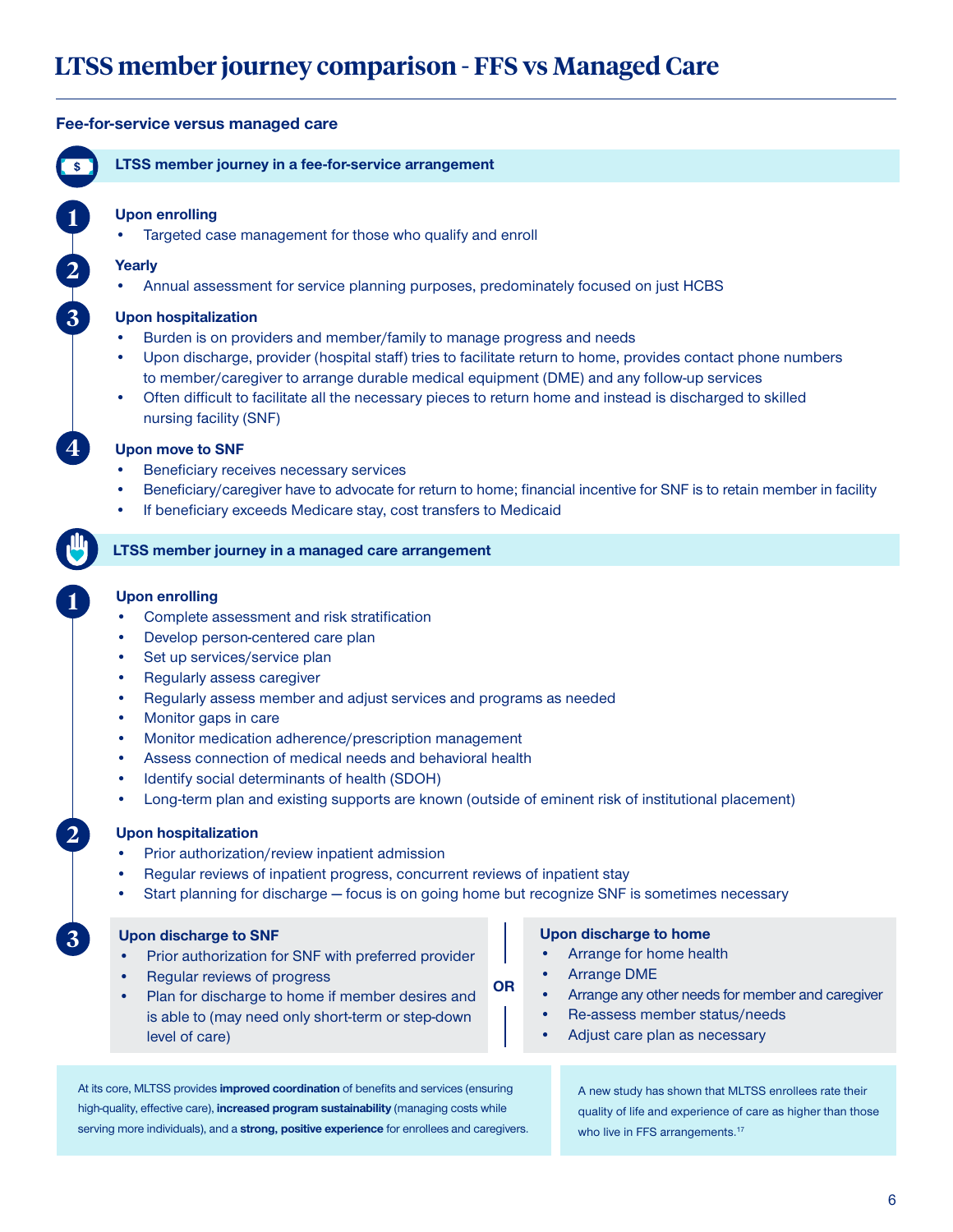# LTSS member journey comparison - FFS vs Managed Care

### Fee-for-service versus managed care

## LTSS member journey in a fee-for-service arrangement

**1 Upon enrolling**

- Targeted case management for those who qualify and enroll

**2 Yearly**

- Annual assessment for service planning purposes, predominately focused on just HCBS

**3 Upon hospitalization**

- Burden is on providers and member/family to manage progress and needs
- Upon discharge, provider (hospital staff) tries to facilitate return to home, provides contact phone numbers to member/caregiver to arrange durable medical equipment (DME) and any follow-up services
- Often difficult to facilitate all the necessary pieces to return home and instead is discharged to skilled nursing facility (SNF)

**4 Upon move to SNF**

- Beneficiary receives necessary services
- Beneficiary/caregiver have to advocate for return to home; financial incentive for SNF is to retain member in facility
- If beneficiary exceeds Medicare stay, cost transfers to Medicaid

## LTSS member journey in a managed care arrangement

**1 Upon enrolling**

- Complete assessment and risk stratification
- Develop person-centered care plan
- Set up services/service plan
- Regularly assess caregiver
- Regularly assess member and adjust services and programs as needed
- Monitor gaps in care
- Monitor medication adherence/prescription management
- Assess connection of medical needs and behavioral health
- Identify social determinants of health (SDOH)
- Long-term plan and existing supports are known (outside of eminent risk of institutional placement)

**2 Upon hospitalization**

- Prior authorization/review inpatient admission
- Regular reviews of inpatient progress, concurrent reviews of inpatient stay
- Start planning for discharge — focus is on going home but recognize SNF is sometimes necessary

**3 Upon discharge to SNF**

- Prior authorization for SNF with preferred provider
- Regular reviews of progress
- Plan for discharge to home if member desires and is able to (may need only short-term or step-down level of care)

**OR**

**Upon discharge to home**

- Arrange for home health
- Arrange DME
- Arrange any other needs for member and caregiver
- Re-assess member status/needs
- Adjust care plan as necessary

At its core, MLTSS provides **improved coordination** of benefits and services (ensuring high-quality, effective care), **increased program sustainability** (managing costs while serving more individuals), and a **strong, positive experience** for enrollees and caregivers.

A new study has shown that MLTSS enrollees rate their quality of life and experience of care as higher than those who live in FFS arrangements.[17]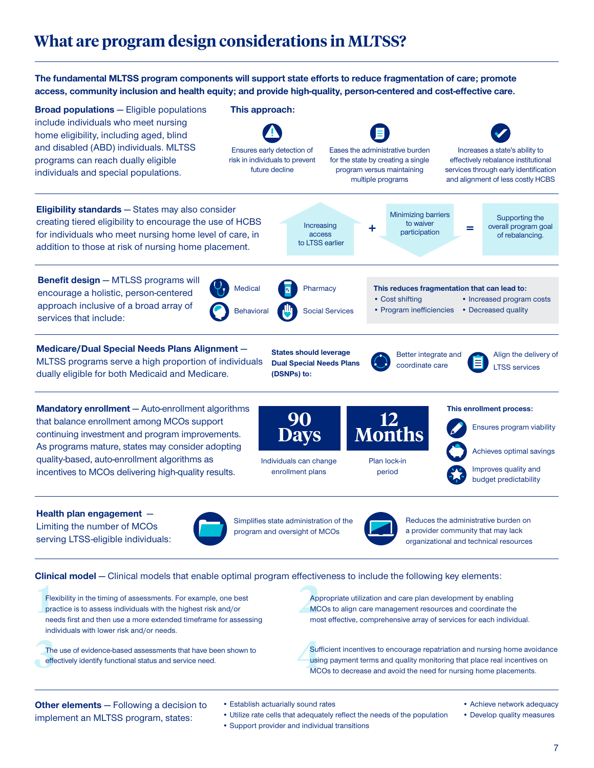# What are program design considerations in MLTSS?

**The fundamental MLTSS program components will support state efforts to reduce fragmentation of care; promote access, community inclusion and health equity; and provide high-quality, person-centered and cost-effective care.**

**Broad populations** — Eligible populations include individuals who meet nursing home eligibility, including aged, blind and disabled (ABD) individuals. MLTSS programs can reach dually eligible individuals and special populations.

**This approach:**

- Ensures early detection of risk in individuals to prevent future decline
- Eases the administrative burden for the state by creating a single program versus maintaining multiple programs
- Increases a state's ability to effectively rebalance institutional services through early identification and alignment of less costly HCBS

**Eligibility standards** — States may also consider creating tiered eligibility to encourage the use of HCBS for individuals who meet nursing home level of care, in addition to those at risk of nursing home placement.

Increasing access to LTSS earlier + Minimizing barriers to waiver participation = Supporting the overall program goal of rebalancing.

**Benefit design** — MTLSS programs will encourage a holistic, person-centered approach inclusive of a broad array of services that include:

- Medical
- Pharmacy
- Behavioral
- Social Services

**This reduces fragmentation that can lead to:**

- Cost shifting
- Program inefficiencies
- Increased program costs
- Decreased quality

**Medicare/Dual Special Needs Plans Alignment** — MLTSS programs serve a high proportion of individuals dually eligible for both Medicaid and Medicare.

**States should leverage Dual Special Needs Plans (DSNPs) to:**

- Better integrate and coordinate care
- Align the delivery of LTSS services

**Mandatory enrollment** — Auto-enrollment algorithms that balance enrollment among MCOs support continuing investment and program improvements. As programs mature, states may consider adopting quality-based, auto-enrollment algorithms as incentives to MCOs delivering high-quality results.

**90 Days** — Individuals can change enrollment plans

**12 Months** — Plan lock-in period

**This enrollment process:**

- Ensures program viability
- Achieves optimal savings
- Improves quality and budget predictability

**Health plan engagement** — Limiting the number of MCOs serving LTSS-eligible individuals:

- Simplifies state administration of the program and oversight of MCOs
- Reduces the administrative burden on a provider community that may lack organizational and technical resources

**Clinical model** — Clinical models that enable optimal program effectiveness to include the following key elements:

1. Flexibility in the timing of assessments. For example, one best practice is to assess individuals with the highest risk and/or needs first and then use a more extended timeframe for assessing individuals with lower risk and/or needs.
2. Appropriate utilization and care plan development by enabling MCOs to align care management resources and coordinate the most effective, comprehensive array of services for each individual.
3. The use of evidence-based assessments that have been shown to effectively identify functional status and service need.
4. Sufficient incentives to encourage repatriation and nursing home avoidance using payment terms and quality monitoring that place real incentives on MCOs to decrease and avoid the need for nursing home placements.

**Other elements** — Following a decision to implement an MLTSS program, states:

- Establish actuarially sound rates
- Utilize rate cells that adequately reflect the needs of the population
- Support provider and individual transitions
- Achieve network adequacy
- Develop quality measures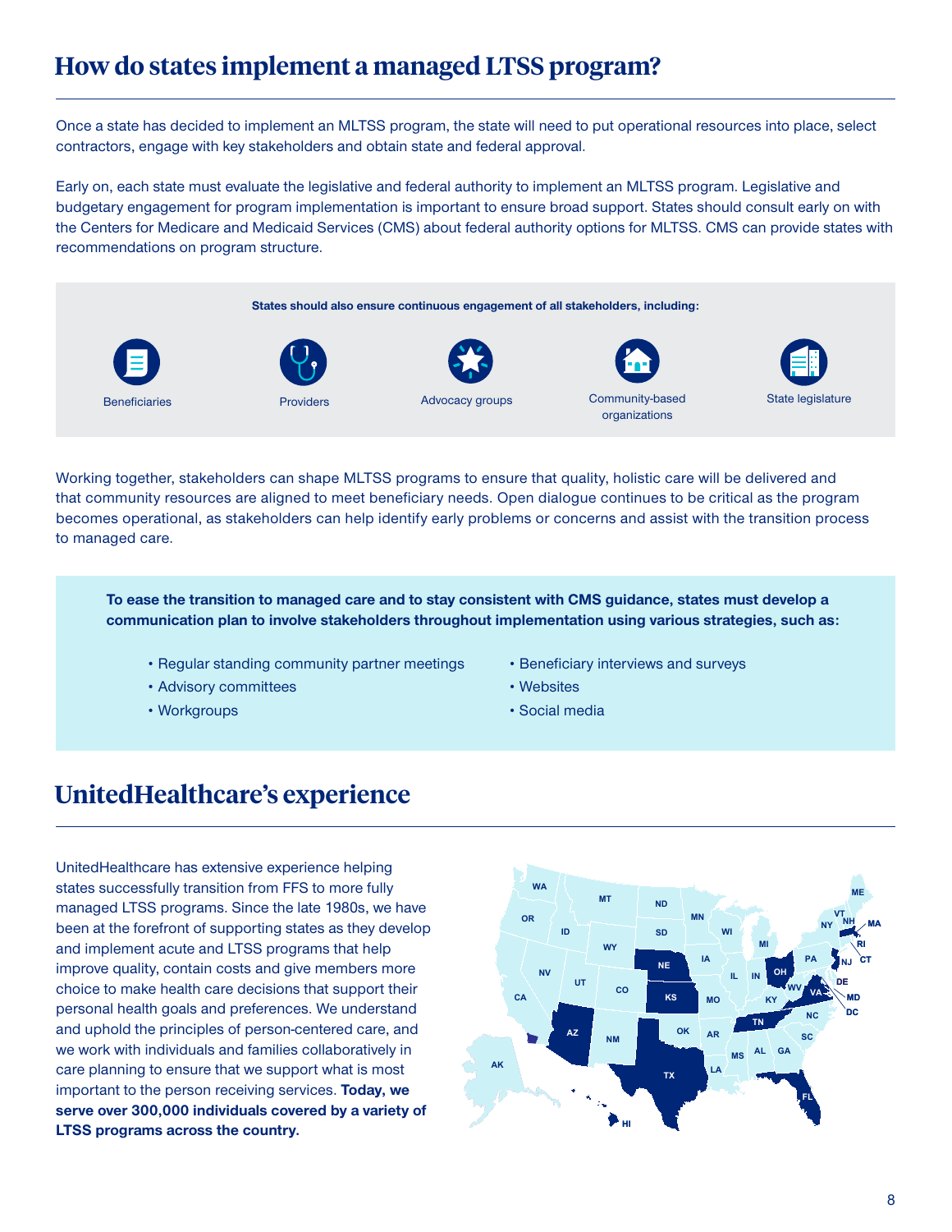# How do states implement a managed LTSS program?

Once a state has decided to implement an MLTSS program, the state will need to put operational resources into place, select contractors, engage with key stakeholders and obtain state and federal approval.

Early on, each state must evaluate the legislative and federal authority to implement an MLTSS program. Legislative and budgetary engagement for program implementation is important to ensure broad support. States should consult early on with the Centers for Medicare and Medicaid Services (CMS) about federal authority options for MLTSS. CMS can provide states with recommendations on program structure.

**States should also ensure continuous engagement of all stakeholders, including:**

- Beneficiaries
- Providers
- Advocacy groups
- Community-based organizations
- State legislature

Working together, stakeholders can shape MLTSS programs to ensure that quality, holistic care will be delivered and that community resources are aligned to meet beneficiary needs. Open dialogue continues to be critical as the program becomes operational, as stakeholders can help identify early problems or concerns and assist with the transition process to managed care.

**To ease the transition to managed care and to stay consistent with CMS guidance, states must develop a communication plan to involve stakeholders throughout implementation using various strategies, such as:**

- Regular standing community partner meetings
- Advisory committees
- Workgroups
- Beneficiary interviews and surveys
- Websites
- Social media

# UnitedHealthcare's experience

UnitedHealthcare has extensive experience helping states successfully transition from FFS to more fully managed LTSS programs. Since the late 1980s, we have been at the forefront of supporting states as they develop and implement acute and LTSS programs that help improve quality, contain costs and give members more choice to make health care decisions that support their personal health goals and preferences. We understand and uphold the principles of person-centered care, and we work with individuals and families collaboratively in care planning to ensure that we support what is most important to the person receiving services. **Today, we serve over 300,000 individuals covered by a variety of LTSS programs across the country.**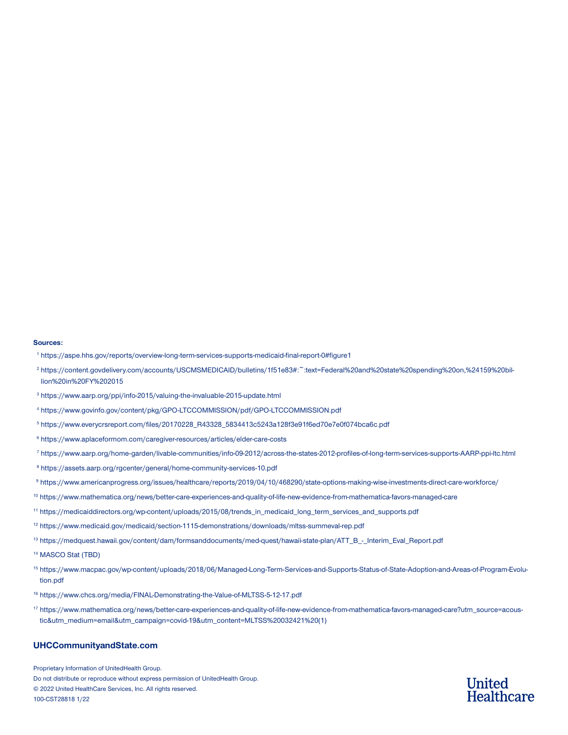**Sources:**

[1] https://aspe.hhs.gov/reports/overview-long-term-services-supports-medicaid-final-report-0#figure1

[2] https://content.govdelivery.com/accounts/USCMSMEDICAID/bulletins/1f51e83#:~:text=Federal%20and%20state%20spending%20on,%24159%20billion%20in%20FY%202015

[3] https://www.aarp.org/ppi/info-2015/valuing-the-invaluable-2015-update.html

[4] https://www.govinfo.gov/content/pkg/GPO-LTCCOMMISSION/pdf/GPO-LTCCOMMISSION.pdf

[5] https://www.everycrsreport.com/files/20170228_R43328_5834413c5243a128f3e91f6ed70e7e0f074bca6c.pdf

[6] https://www.aplaceformom.com/caregiver-resources/articles/elder-care-costs

[7] https://www.aarp.org/home-garden/livable-communities/info-09-2012/across-the-states-2012-profiles-of-long-term-services-supports-AARP-ppi-ltc.html

[8] https://assets.aarp.org/rgcenter/general/home-community-services-10.pdf

[9] https://www.americanprogress.org/issues/healthcare/reports/2019/04/10/468290/state-options-making-wise-investments-direct-care-workforce/

[10] https://www.mathematica.org/news/better-care-experiences-and-quality-of-life-new-evidence-from-mathematica-favors-managed-care

[11] https://medicaiddirectors.org/wp-content/uploads/2015/08/trends_in_medicaid_long_term_services_and_supports.pdf

[12] https://www.medicaid.gov/medicaid/section-1115-demonstrations/downloads/mltss-summeval-rep.pdf

[13] https://medquest.hawaii.gov/content/dam/formsanddocuments/med-quest/hawaii-state-plan/ATT_B_-_Interim_Eval_Report.pdf

[14] MASCO Stat (TBD)

[15] https://www.macpac.gov/wp-content/uploads/2018/06/Managed-Long-Term-Services-and-Supports-Status-of-State-Adoption-and-Areas-of-Program-Evolution.pdf

[16] https://www.chcs.org/media/FINAL-Demonstrating-the-Value-of-MLTSS-5-12-17.pdf

[17] https://www.mathematica.org/news/better-care-experiences-and-quality-of-life-new-evidence-from-mathematica-favors-managed-care?utm_source=acoustic&utm_medium=email&utm_campaign=covid-19&utm_content=MLTSS%20032421%20(1)

**UHCCommunityandState.com**

Proprietary Information of UnitedHealth Group.
Do not distribute or reproduce without express permission of UnitedHealth Group.
© 2022 United HealthCare Services, Inc. All rights reserved.
100-CST28818 1/22

United Healthcare